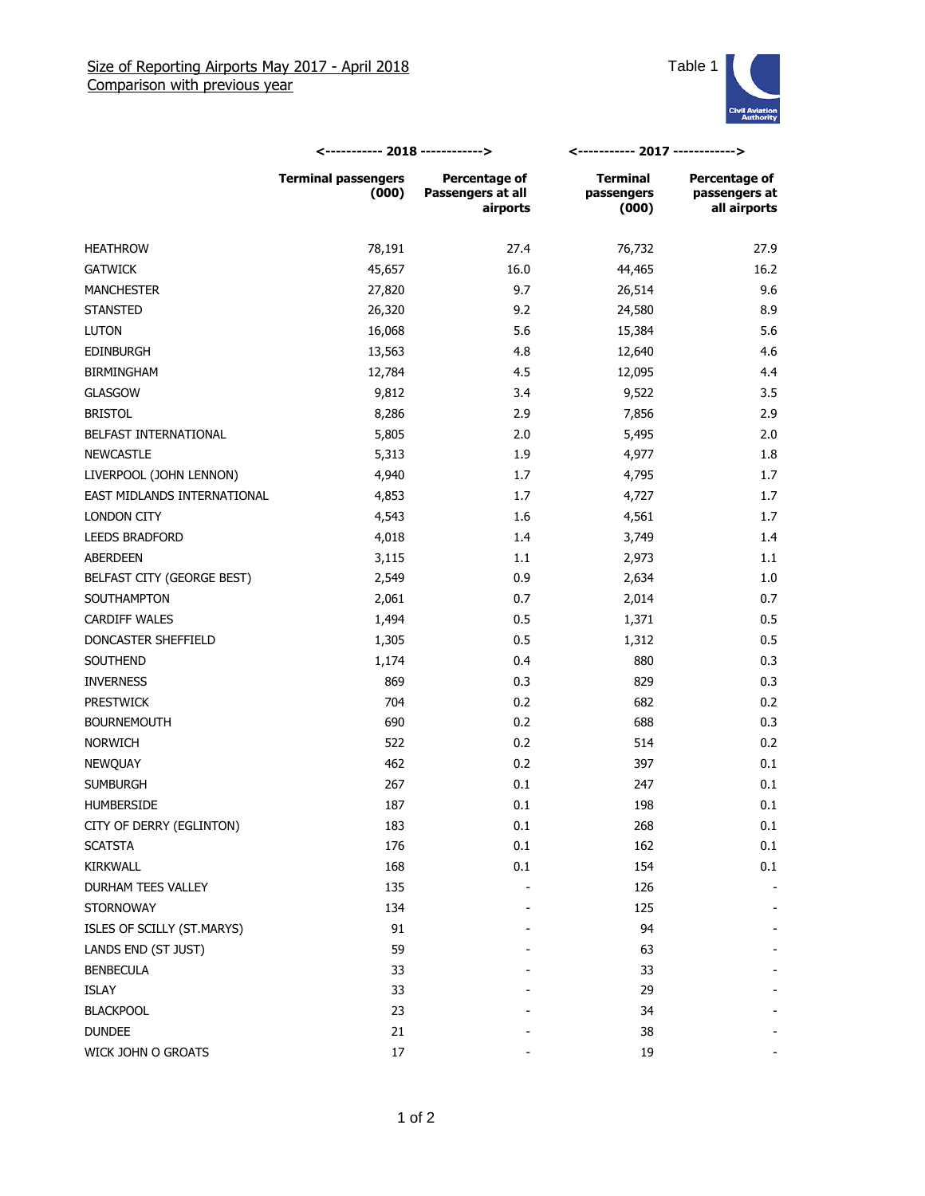Size of Reporting Airports May 2017 - April 2018
Comparison with previous year

Table 1

| | 2018 | | 2017 | |
|---|---|---|---|---|
| | Terminal passengers (000) | Percentage of Passengers at all airports | Terminal passengers (000) | Percentage of passengers at all airports |
| HEATHROW | 78,191 | 27.4 | 76,732 | 27.9 |
| GATWICK | 45,657 | 16.0 | 44,465 | 16.2 |
| MANCHESTER | 27,820 | 9.7 | 26,514 | 9.6 |
| STANSTED | 26,320 | 9.2 | 24,580 | 8.9 |
| LUTON | 16,068 | 5.6 | 15,384 | 5.6 |
| EDINBURGH | 13,563 | 4.8 | 12,640 | 4.6 |
| BIRMINGHAM | 12,784 | 4.5 | 12,095 | 4.4 |
| GLASGOW | 9,812 | 3.4 | 9,522 | 3.5 |
| BRISTOL | 8,286 | 2.9 | 7,856 | 2.9 |
| BELFAST INTERNATIONAL | 5,805 | 2.0 | 5,495 | 2.0 |
| NEWCASTLE | 5,313 | 1.9 | 4,977 | 1.8 |
| LIVERPOOL (JOHN LENNON) | 4,940 | 1.7 | 4,795 | 1.7 |
| EAST MIDLANDS INTERNATIONAL | 4,853 | 1.7 | 4,727 | 1.7 |
| LONDON CITY | 4,543 | 1.6 | 4,561 | 1.7 |
| LEEDS BRADFORD | 4,018 | 1.4 | 3,749 | 1.4 |
| ABERDEEN | 3,115 | 1.1 | 2,973 | 1.1 |
| BELFAST CITY (GEORGE BEST) | 2,549 | 0.9 | 2,634 | 1.0 |
| SOUTHAMPTON | 2,061 | 0.7 | 2,014 | 0.7 |
| CARDIFF WALES | 1,494 | 0.5 | 1,371 | 0.5 |
| DONCASTER SHEFFIELD | 1,305 | 0.5 | 1,312 | 0.5 |
| SOUTHEND | 1,174 | 0.4 | 880 | 0.3 |
| INVERNESS | 869 | 0.3 | 829 | 0.3 |
| PRESTWICK | 704 | 0.2 | 682 | 0.2 |
| BOURNEMOUTH | 690 | 0.2 | 688 | 0.3 |
| NORWICH | 522 | 0.2 | 514 | 0.2 |
| NEWQUAY | 462 | 0.2 | 397 | 0.1 |
| SUMBURGH | 267 | 0.1 | 247 | 0.1 |
| HUMBERSIDE | 187 | 0.1 | 198 | 0.1 |
| CITY OF DERRY (EGLINTON) | 183 | 0.1 | 268 | 0.1 |
| SCATSTA | 176 | 0.1 | 162 | 0.1 |
| KIRKWALL | 168 | 0.1 | 154 | 0.1 |
| DURHAM TEES VALLEY | 135 | - | 126 | - |
| STORNOWAY | 134 | - | 125 | - |
| ISLES OF SCILLY (ST.MARYS) | 91 | - | 94 | - |
| LANDS END (ST JUST) | 59 | - | 63 | - |
| BENBECULA | 33 | - | 33 | - |
| ISLAY | 33 | - | 29 | - |
| BLACKPOOL | 23 | - | 34 | - |
| DUNDEE | 21 | - | 38 | - |
| WICK JOHN O GROATS | 17 | - | 19 | - |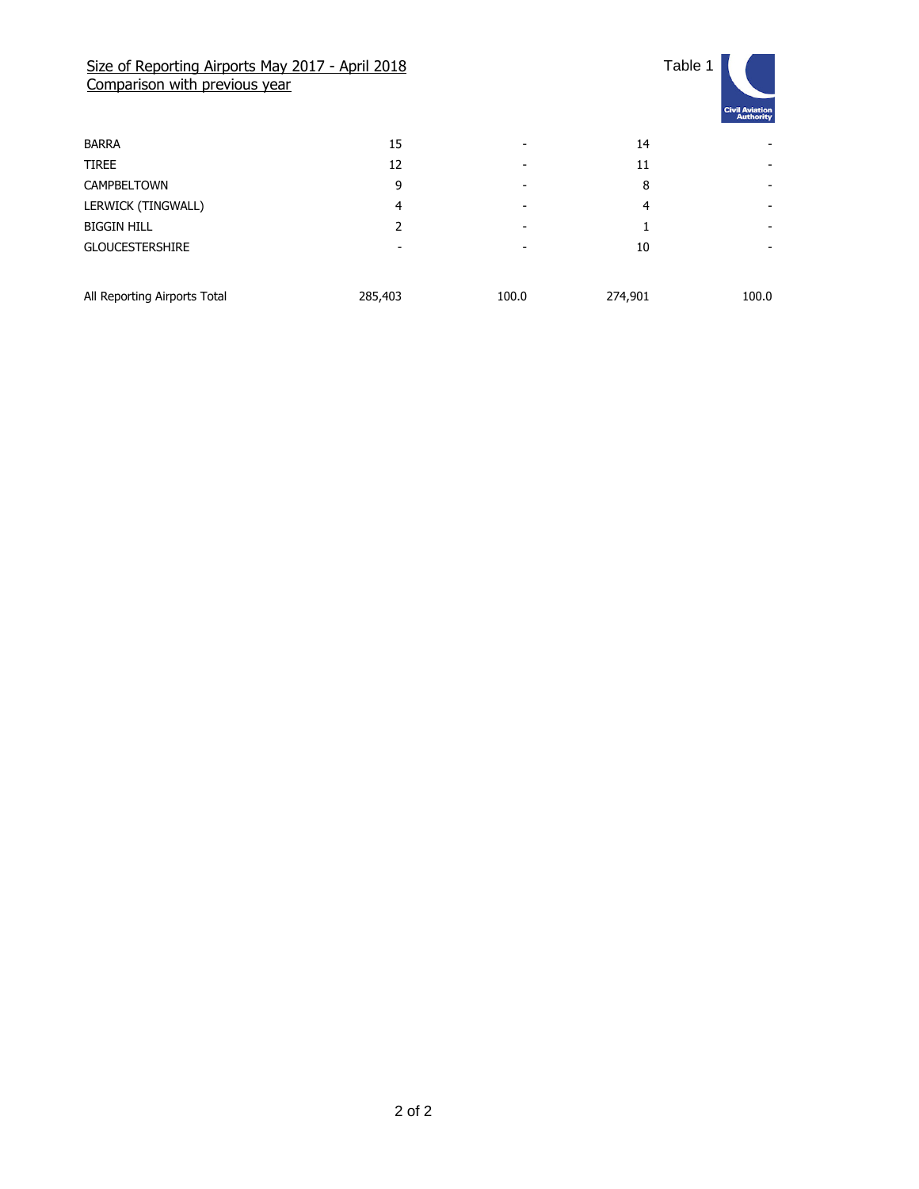Size of Reporting Airports May 2017 - April 2018
Comparison with previous year

Table 1

| | | | | |
|---|---|---|---|---|
| BARRA | 15 | - | 14 | - |
| TIREE | 12 | - | 11 | - |
| CAMPBELTOWN | 9 | - | 8 | - |
| LERWICK (TINGWALL) | 4 | - | 4 | - |
| BIGGIN HILL | 2 | - | 1 | - |
| GLOUCESTERSHIRE | - | - | 10 | - |
| | | | | |
| All Reporting Airports Total | 285,403 | 100.0 | 274,901 | 100.0 |